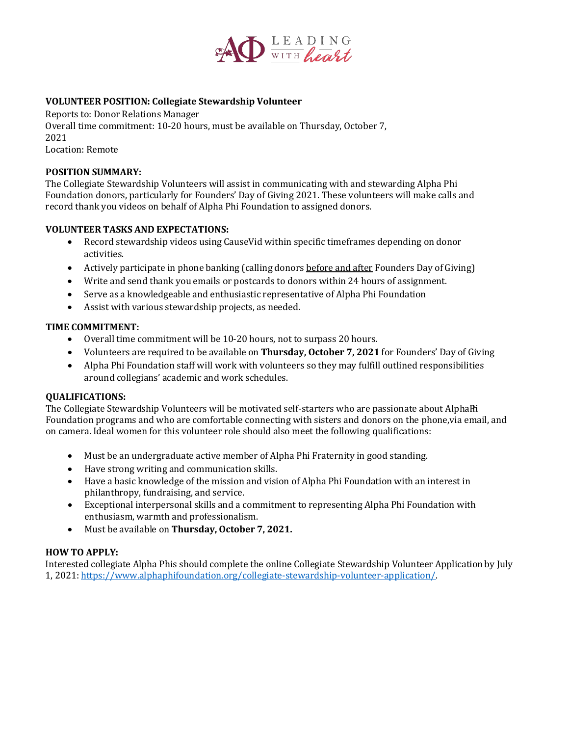**VOLUNTEER POSITION: Collegiate Stewardship Volunteer**

Reports to: Donor Relations Manager
Overall time commitment: 10-20 hours, must be available on Thursday, October 7, 2021
Location: Remote

**POSITION SUMMARY:**

The Collegiate Stewardship Volunteers will assist in communicating with and stewarding Alpha Phi Foundation donors, particularly for Founders' Day of Giving 2021. These volunteers will make calls and record thank you videos on behalf of Alpha Phi Foundation to assigned donors.

**VOLUNTEER TASKS AND EXPECTATIONS:**

- Record stewardship videos using CauseVid within specific timeframes depending on donor activities.
- Actively participate in phone banking (calling donors before and after Founders Day of Giving)
- Write and send thank you emails or postcards to donors within 24 hours of assignment.
- Serve as a knowledgeable and enthusiastic representative of Alpha Phi Foundation
- Assist with various stewardship projects, as needed.

**TIME COMMITMENT:**

- Overall time commitment will be 10-20 hours, not to surpass 20 hours.
- Volunteers are required to be available on **Thursday, October 7, 2021** for Founders' Day of Giving
- Alpha Phi Foundation staff will work with volunteers so they may fulfill outlined responsibilities around collegians' academic and work schedules.

**QUALIFICATIONS:**

The Collegiate Stewardship Volunteers will be motivated self-starters who are passionate about Alpha Phi Foundation programs and who are comfortable connecting with sisters and donors on the phone, via email, and on camera. Ideal women for this volunteer role should also meet the following qualifications:

- Must be an undergraduate active member of Alpha Phi Fraternity in good standing.
- Have strong writing and communication skills.
- Have a basic knowledge of the mission and vision of Alpha Phi Foundation with an interest in philanthropy, fundraising, and service.
- Exceptional interpersonal skills and a commitment to representing Alpha Phi Foundation with enthusiasm, warmth and professionalism.
- Must be available on **Thursday, October 7, 2021.**

**HOW TO APPLY:**

Interested collegiate Alpha Phis should complete the online Collegiate Stewardship Volunteer Application by July 1, 2021: https://www.alphaphifoundation.org/collegiate-stewardship-volunteer-application/.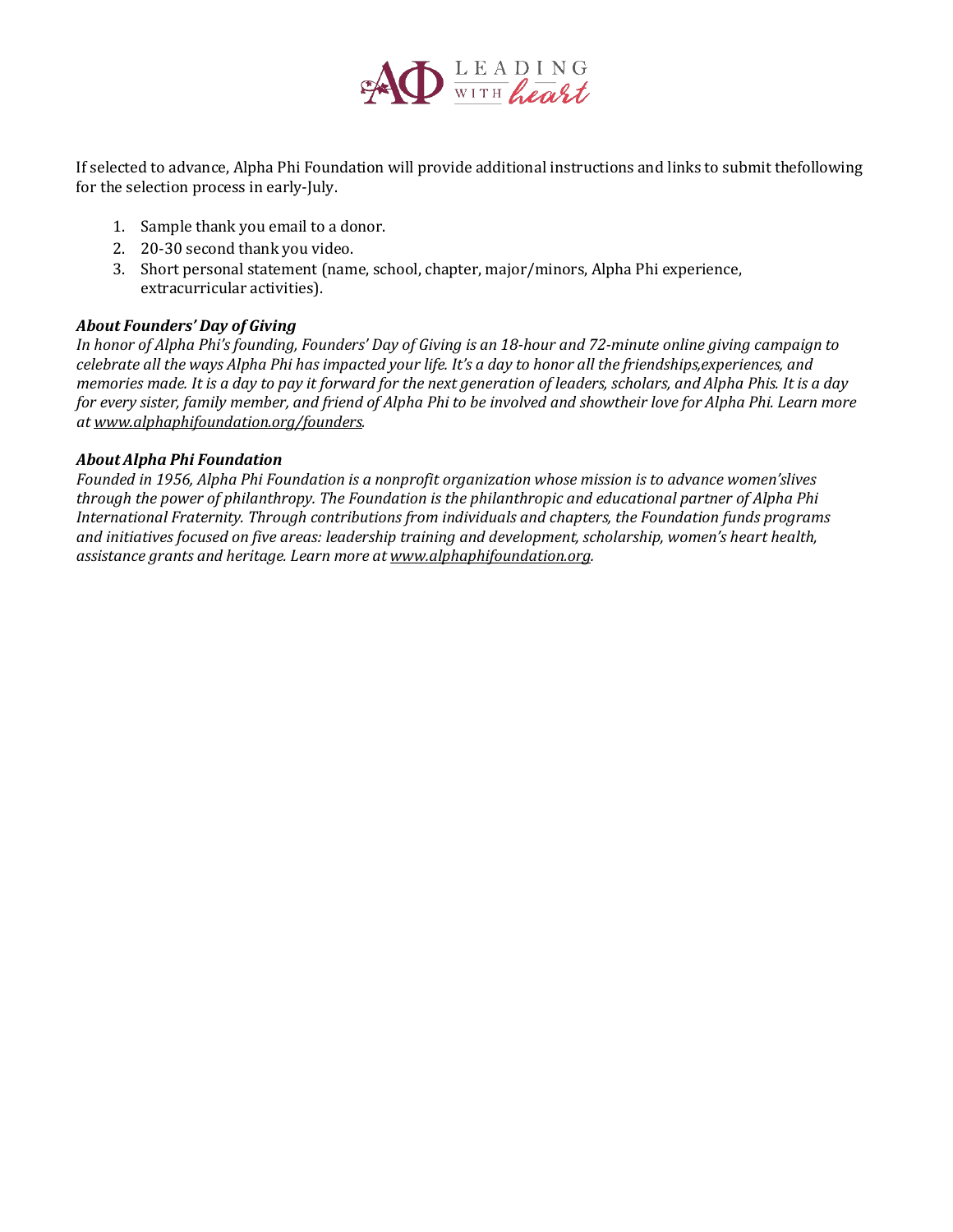If selected to advance, Alpha Phi Foundation will provide additional instructions and links to submit thefollowing for the selection process in early-July.

1. Sample thank you email to a donor.
2. 20-30 second thank you video.
3. Short personal statement (name, school, chapter, major/minors, Alpha Phi experience, extracurricular activities).

***About Founders' Day of Giving***
*In honor of Alpha Phi's founding, Founders' Day of Giving is an 18-hour and 72-minute online giving campaign to celebrate all the ways Alpha Phi has impacted your life. It's a day to honor all the friendships,experiences, and memories made. It is a day to pay it forward for the next generation of leaders, scholars, and Alpha Phis. It is a day for every sister, family member, and friend of Alpha Phi to be involved and showtheir love for Alpha Phi. Learn more at www.alphaphifoundation.org/founders.*

***About Alpha Phi Foundation***
*Founded in 1956, Alpha Phi Foundation is a nonprofit organization whose mission is to advance women'slives through the power of philanthropy. The Foundation is the philanthropic and educational partner of Alpha Phi International Fraternity. Through contributions from individuals and chapters, the Foundation funds programs and initiatives focused on five areas: leadership training and development, scholarship, women's heart health, assistance grants and heritage. Learn more at www.alphaphifoundation.org.*